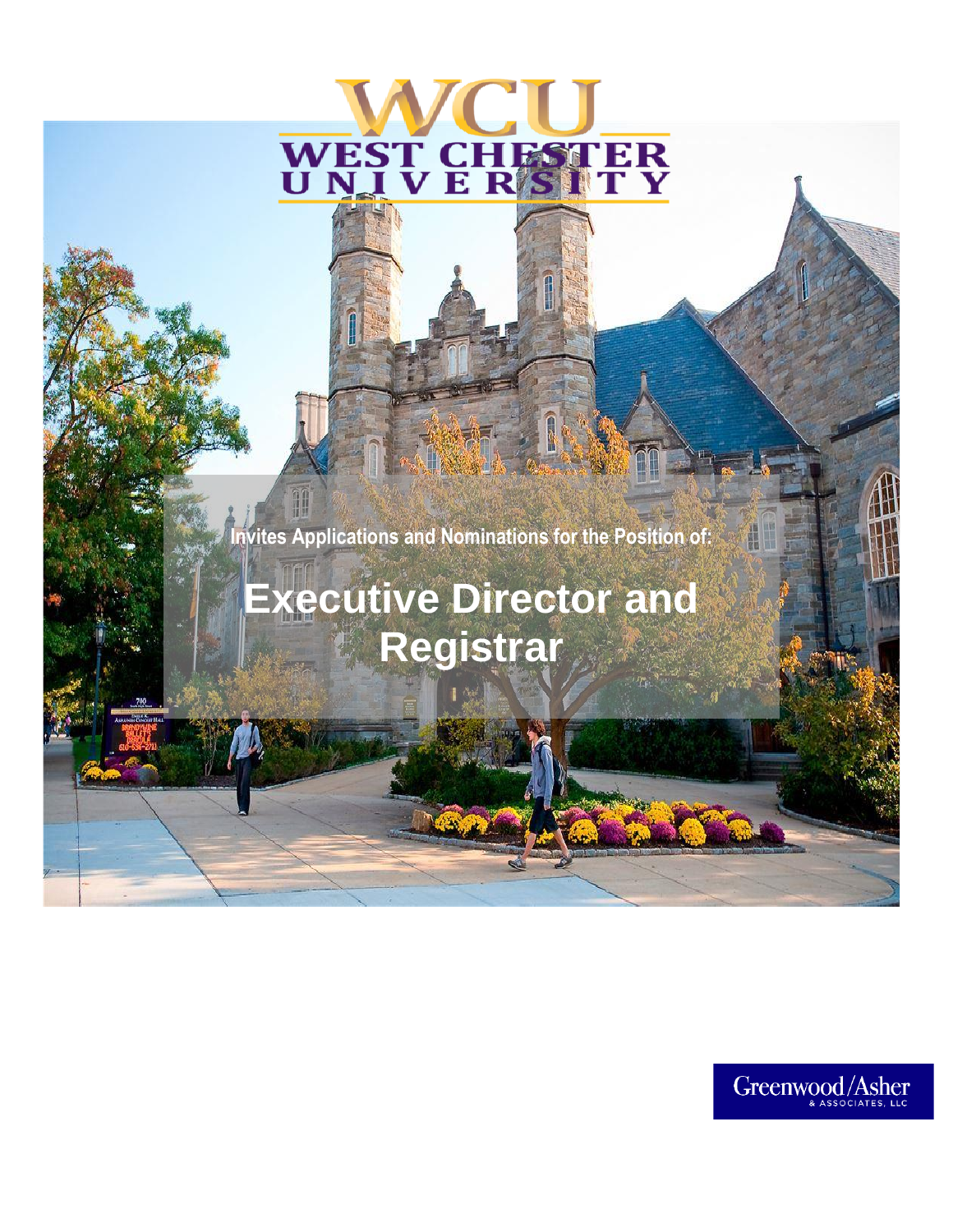WCU

WEST CHESTER UNIVERSITY

Invites Applications and Nominations for the Position of:

# Executive Director and Registrar

Greenwood/Asher & ASSOCIATES, LLC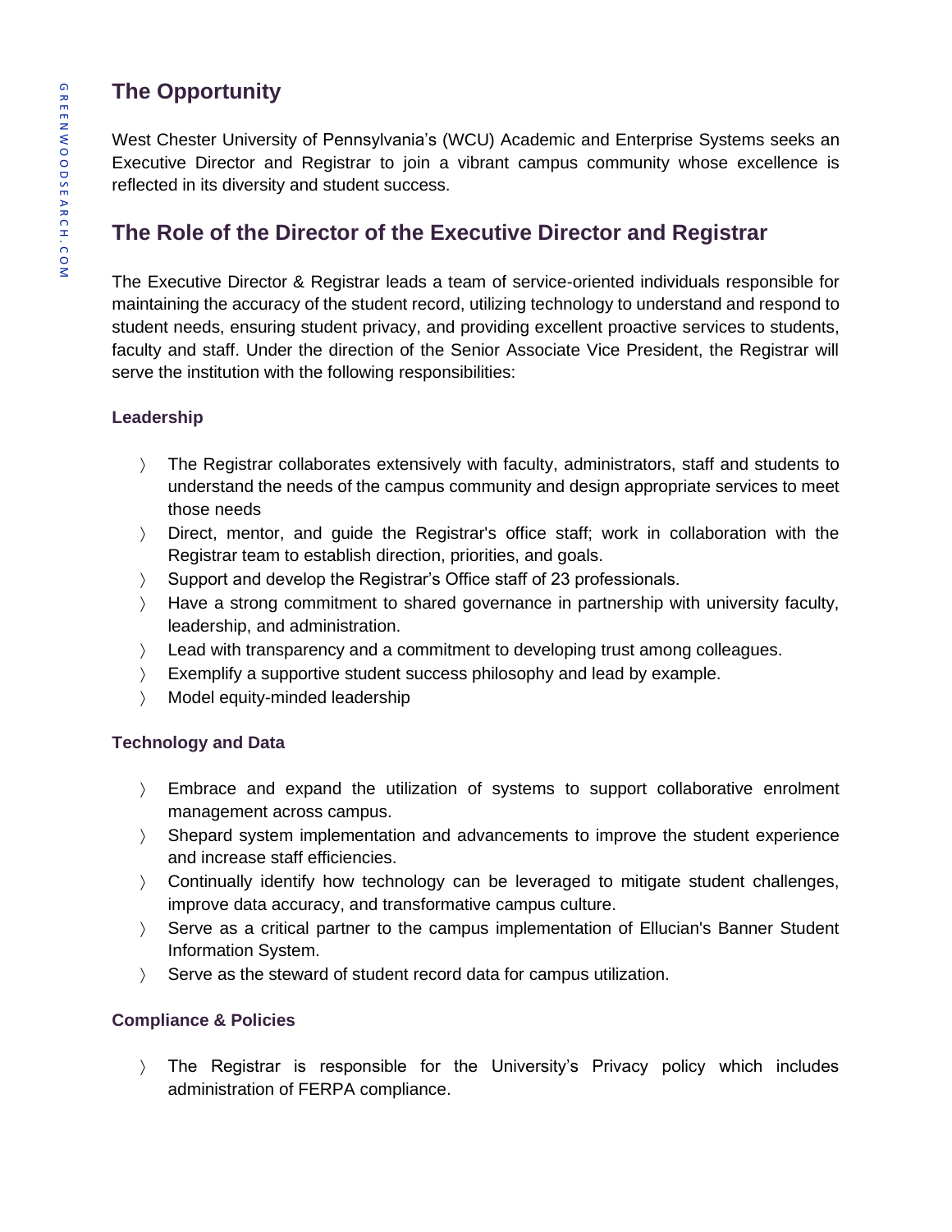## The Opportunity

West Chester University of Pennsylvania's (WCU) Academic and Enterprise Systems seeks an Executive Director and Registrar to join a vibrant campus community whose excellence is reflected in its diversity and student success.

## The Role of the Director of the Executive Director and Registrar

The Executive Director & Registrar leads a team of service-oriented individuals responsible for maintaining the accuracy of the student record, utilizing technology to understand and respond to student needs, ensuring student privacy, and providing excellent proactive services to students, faculty and staff. Under the direction of the Senior Associate Vice President, the Registrar will serve the institution with the following responsibilities:

### Leadership

- The Registrar collaborates extensively with faculty, administrators, staff and students to understand the needs of the campus community and design appropriate services to meet those needs
- Direct, mentor, and guide the Registrar's office staff; work in collaboration with the Registrar team to establish direction, priorities, and goals.
- Support and develop the Registrar's Office staff of 23 professionals.
- Have a strong commitment to shared governance in partnership with university faculty, leadership, and administration.
- Lead with transparency and a commitment to developing trust among colleagues.
- Exemplify a supportive student success philosophy and lead by example.
- Model equity-minded leadership

### Technology and Data

- Embrace and expand the utilization of systems to support collaborative enrolment management across campus.
- Shepard system implementation and advancements to improve the student experience and increase staff efficiencies.
- Continually identify how technology can be leveraged to mitigate student challenges, improve data accuracy, and transformative campus culture.
- Serve as a critical partner to the campus implementation of Ellucian's Banner Student Information System.
- Serve as the steward of student record data for campus utilization.

### Compliance & Policies

- The Registrar is responsible for the University's Privacy policy which includes administration of FERPA compliance.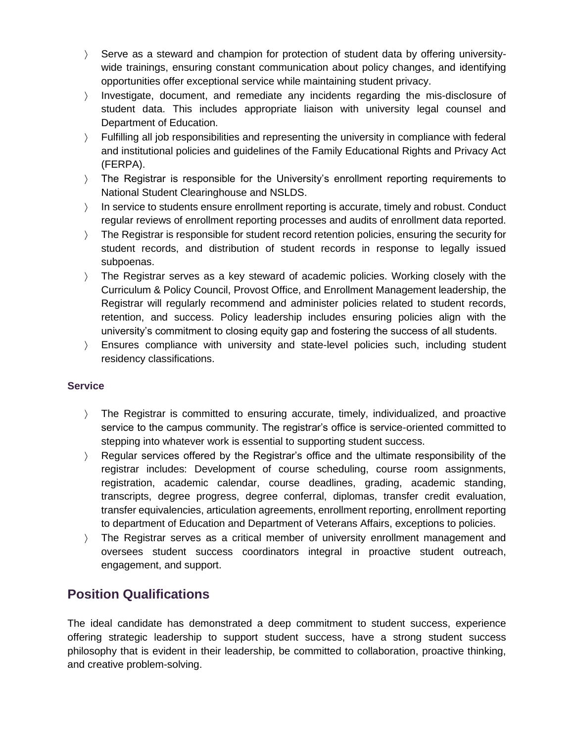- Serve as a steward and champion for protection of student data by offering university-wide trainings, ensuring constant communication about policy changes, and identifying opportunities offer exceptional service while maintaining student privacy.
- Investigate, document, and remediate any incidents regarding the mis-disclosure of student data. This includes appropriate liaison with university legal counsel and Department of Education.
- Fulfilling all job responsibilities and representing the university in compliance with federal and institutional policies and guidelines of the Family Educational Rights and Privacy Act (FERPA).
- The Registrar is responsible for the University's enrollment reporting requirements to National Student Clearinghouse and NSLDS.
- In service to students ensure enrollment reporting is accurate, timely and robust. Conduct regular reviews of enrollment reporting processes and audits of enrollment data reported.
- The Registrar is responsible for student record retention policies, ensuring the security for student records, and distribution of student records in response to legally issued subpoenas.
- The Registrar serves as a key steward of academic policies. Working closely with the Curriculum & Policy Council, Provost Office, and Enrollment Management leadership, the Registrar will regularly recommend and administer policies related to student records, retention, and success. Policy leadership includes ensuring policies align with the university's commitment to closing equity gap and fostering the success of all students.
- Ensures compliance with university and state-level policies such, including student residency classifications.

#### Service

- The Registrar is committed to ensuring accurate, timely, individualized, and proactive service to the campus community. The registrar's office is service-oriented committed to stepping into whatever work is essential to supporting student success.
- Regular services offered by the Registrar's office and the ultimate responsibility of the registrar includes: Development of course scheduling, course room assignments, registration, academic calendar, course deadlines, grading, academic standing, transcripts, degree progress, degree conferral, diplomas, transfer credit evaluation, transfer equivalencies, articulation agreements, enrollment reporting, enrollment reporting to department of Education and Department of Veterans Affairs, exceptions to policies.
- The Registrar serves as a critical member of university enrollment management and oversees student success coordinators integral in proactive student outreach, engagement, and support.

## Position Qualifications

The ideal candidate has demonstrated a deep commitment to student success, experience offering strategic leadership to support student success, have a strong student success philosophy that is evident in their leadership, be committed to collaboration, proactive thinking, and creative problem-solving.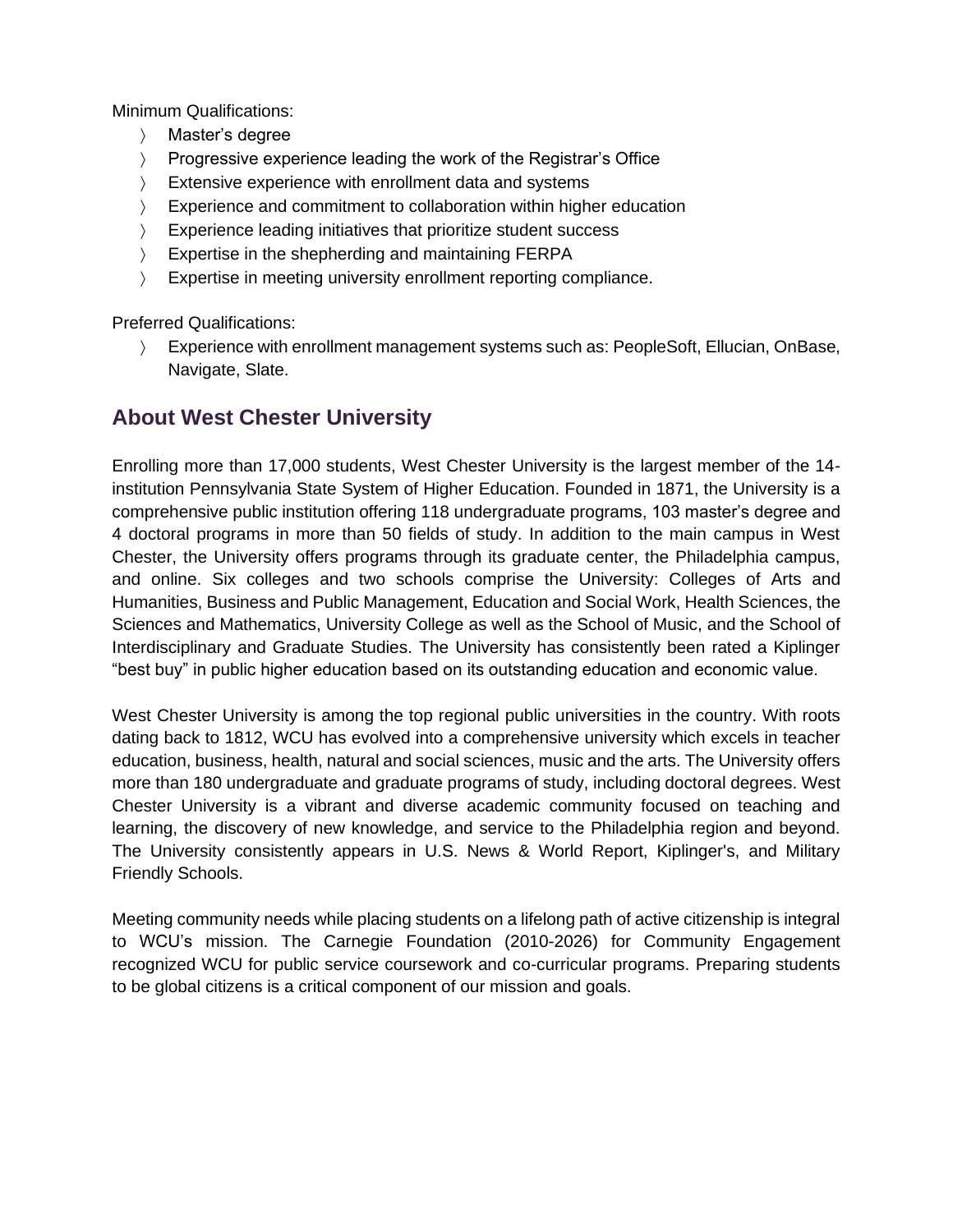Minimum Qualifications:

- Master's degree
- Progressive experience leading the work of the Registrar's Office
- Extensive experience with enrollment data and systems
- Experience and commitment to collaboration within higher education
- Experience leading initiatives that prioritize student success
- Expertise in the shepherding and maintaining FERPA
- Expertise in meeting university enrollment reporting compliance.

Preferred Qualifications:

- Experience with enrollment management systems such as: PeopleSoft, Ellucian, OnBase, Navigate, Slate.

## About West Chester University

Enrolling more than 17,000 students, West Chester University is the largest member of the 14-institution Pennsylvania State System of Higher Education. Founded in 1871, the University is a comprehensive public institution offering 118 undergraduate programs, 103 master's degree and 4 doctoral programs in more than 50 fields of study. In addition to the main campus in West Chester, the University offers programs through its graduate center, the Philadelphia campus, and online. Six colleges and two schools comprise the University: Colleges of Arts and Humanities, Business and Public Management, Education and Social Work, Health Sciences, the Sciences and Mathematics, University College as well as the School of Music, and the School of Interdisciplinary and Graduate Studies. The University has consistently been rated a Kiplinger "best buy" in public higher education based on its outstanding education and economic value.

West Chester University is among the top regional public universities in the country. With roots dating back to 1812, WCU has evolved into a comprehensive university which excels in teacher education, business, health, natural and social sciences, music and the arts. The University offers more than 180 undergraduate and graduate programs of study, including doctoral degrees. West Chester University is a vibrant and diverse academic community focused on teaching and learning, the discovery of new knowledge, and service to the Philadelphia region and beyond. The University consistently appears in U.S. News & World Report, Kiplinger's, and Military Friendly Schools.

Meeting community needs while placing students on a lifelong path of active citizenship is integral to WCU's mission. The Carnegie Foundation (2010-2026) for Community Engagement recognized WCU for public service coursework and co-curricular programs. Preparing students to be global citizens is a critical component of our mission and goals.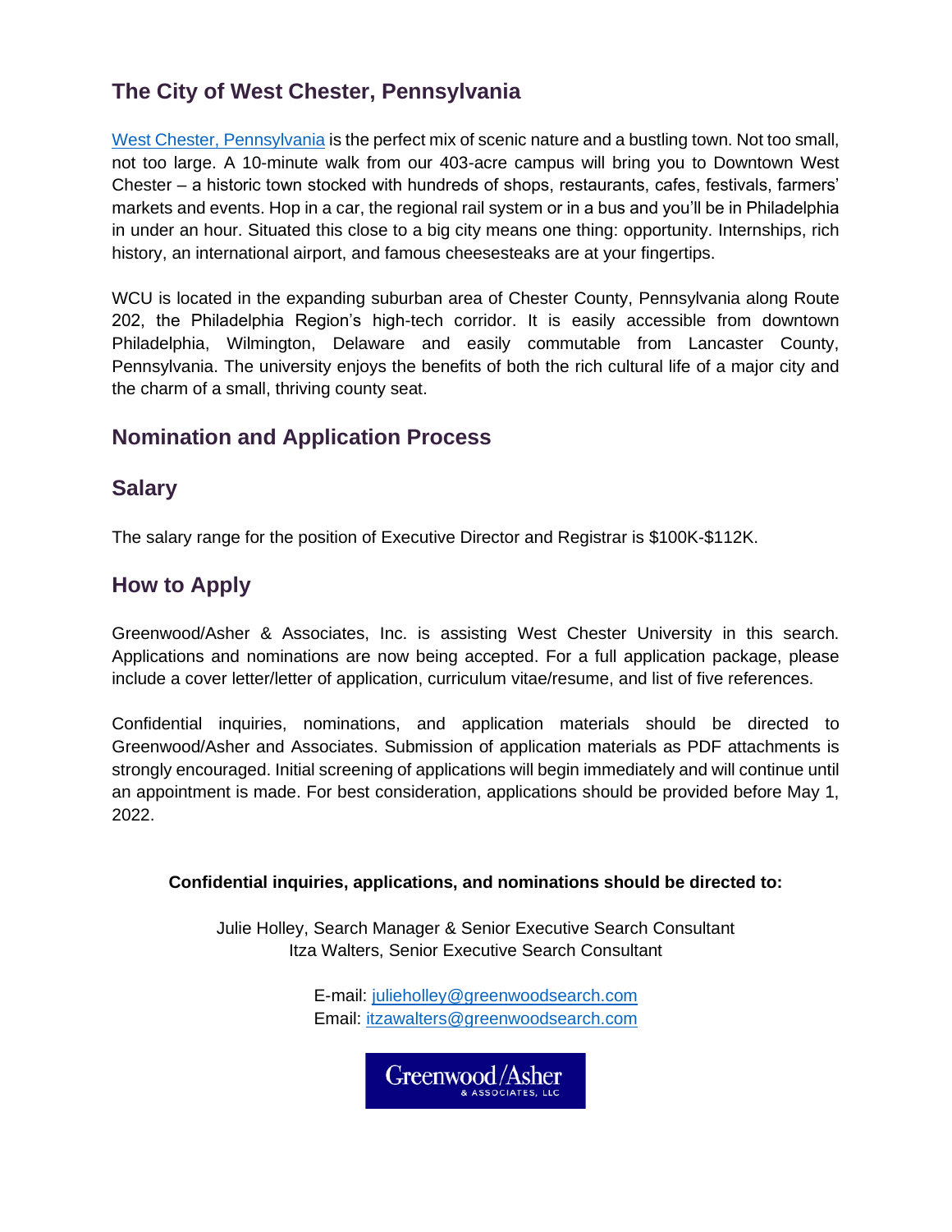## The City of West Chester, Pennsylvania

[West Chester, Pennsylvania](#) is the perfect mix of scenic nature and a bustling town. Not too small, not too large. A 10-minute walk from our 403-acre campus will bring you to Downtown West Chester – a historic town stocked with hundreds of shops, restaurants, cafes, festivals, farmers' markets and events. Hop in a car, the regional rail system or in a bus and you'll be in Philadelphia in under an hour. Situated this close to a big city means one thing: opportunity. Internships, rich history, an international airport, and famous cheesesteaks are at your fingertips.

WCU is located in the expanding suburban area of Chester County, Pennsylvania along Route 202, the Philadelphia Region's high-tech corridor. It is easily accessible from downtown Philadelphia, Wilmington, Delaware and easily commutable from Lancaster County, Pennsylvania. The university enjoys the benefits of both the rich cultural life of a major city and the charm of a small, thriving county seat.

## Nomination and Application Process

## Salary

The salary range for the position of Executive Director and Registrar is $100K-$112K.

## How to Apply

Greenwood/Asher & Associates, Inc. is assisting West Chester University in this search. Applications and nominations are now being accepted. For a full application package, please include a cover letter/letter of application, curriculum vitae/resume, and list of five references.

Confidential inquiries, nominations, and application materials should be directed to Greenwood/Asher and Associates. Submission of application materials as PDF attachments is strongly encouraged. Initial screening of applications will begin immediately and will continue until an appointment is made. For best consideration, applications should be provided before May 1, 2022.

**Confidential inquiries, applications, and nominations should be directed to:**

Julie Holley, Search Manager & Senior Executive Search Consultant
Itza Walters, Senior Executive Search Consultant

E-mail: [julieholley@greenwoodsearch.com](mailto:julieholley@greenwoodsearch.com)
Email: [itzawalters@greenwoodsearch.com](mailto:itzawalters@greenwoodsearch.com)

Greenwood/Asher & ASSOCIATES, LLC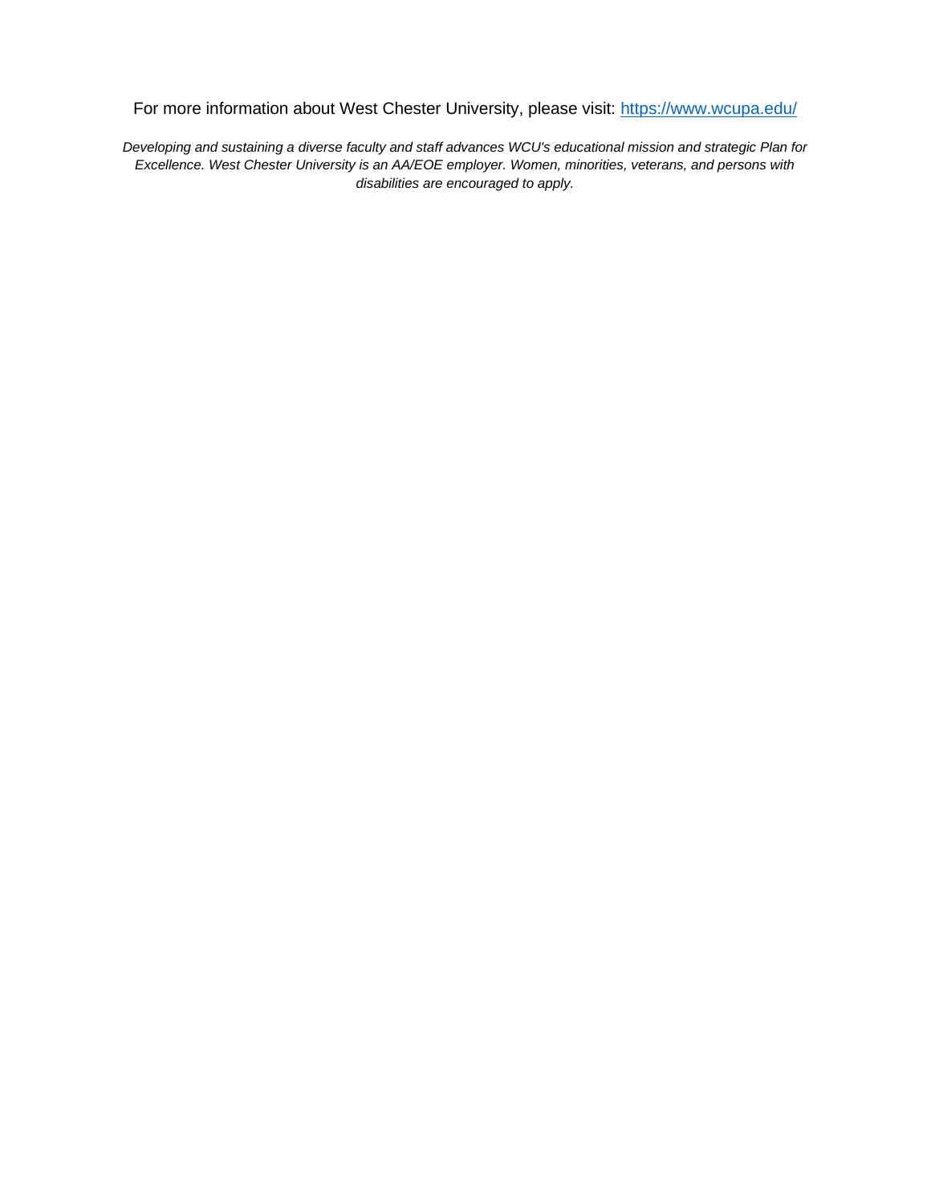For more information about West Chester University, please visit: [https://www.wcupa.edu/](https://www.wcupa.edu/)

*Developing and sustaining a diverse faculty and staff advances WCU's educational mission and strategic Plan for Excellence. West Chester University is an AA/EOE employer. Women, minorities, veterans, and persons with disabilities are encouraged to apply.*